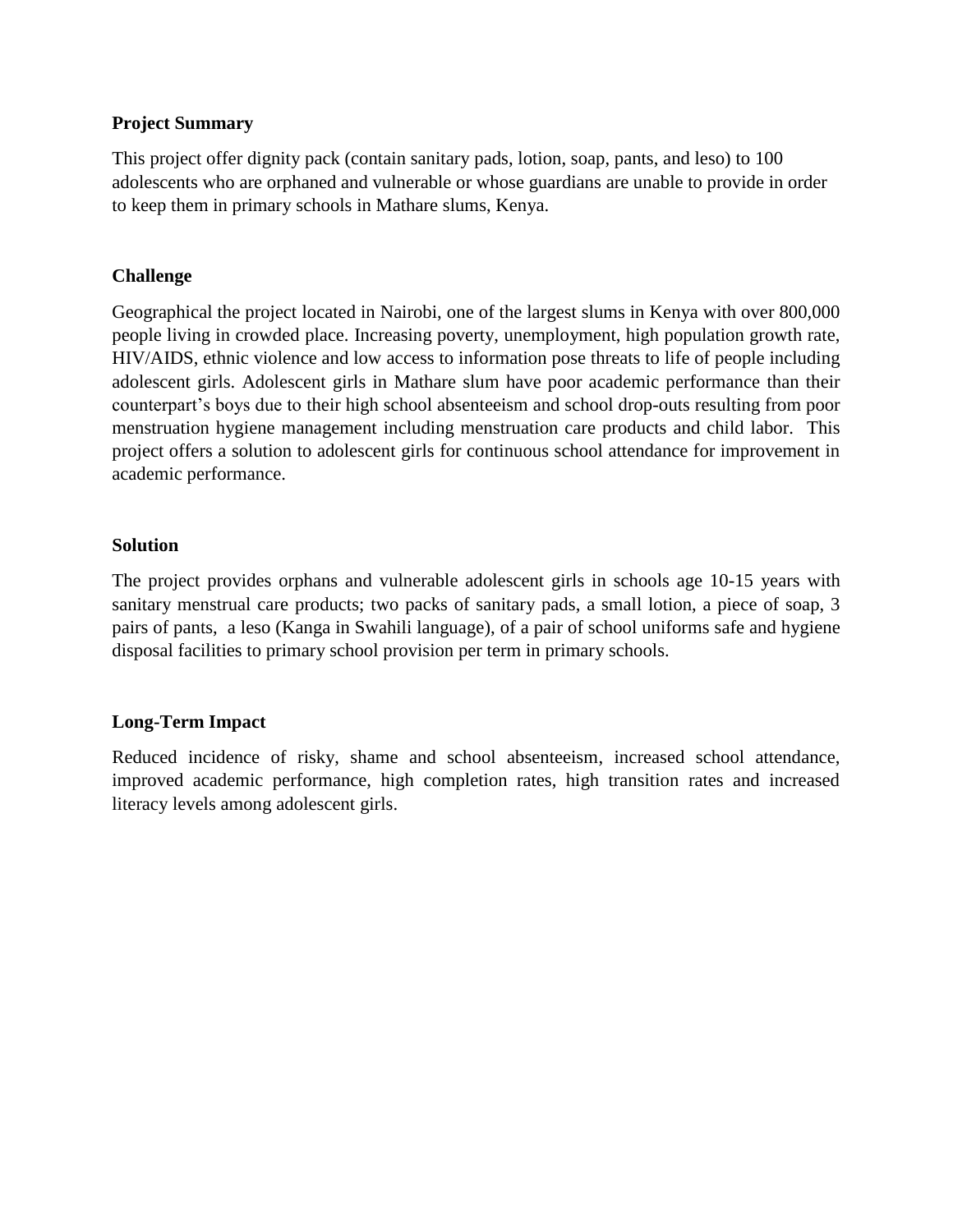**Project Summary**

This project offer dignity pack (contain sanitary pads, lotion, soap, pants, and leso) to 100 adolescents who are orphaned and vulnerable or whose guardians are unable to provide in order to keep them in primary schools in Mathare slums, Kenya.

**Challenge**

Geographical the project located in Nairobi, one of the largest slums in Kenya with over 800,000 people living in crowded place. Increasing poverty, unemployment, high population growth rate, HIV/AIDS, ethnic violence and low access to information pose threats to life of people including adolescent girls. Adolescent girls in Mathare slum have poor academic performance than their counterpart's boys due to their high school absenteeism and school drop-outs resulting from poor menstruation hygiene management including menstruation care products and child labor. This project offers a solution to adolescent girls for continuous school attendance for improvement in academic performance.

**Solution**

The project provides orphans and vulnerable adolescent girls in schools age 10-15 years with sanitary menstrual care products; two packs of sanitary pads, a small lotion, a piece of soap, 3 pairs of pants, a leso (Kanga in Swahili language), of a pair of school uniforms safe and hygiene disposal facilities to primary school provision per term in primary schools.

**Long-Term Impact**

Reduced incidence of risky, shame and school absenteeism, increased school attendance, improved academic performance, high completion rates, high transition rates and increased literacy levels among adolescent girls.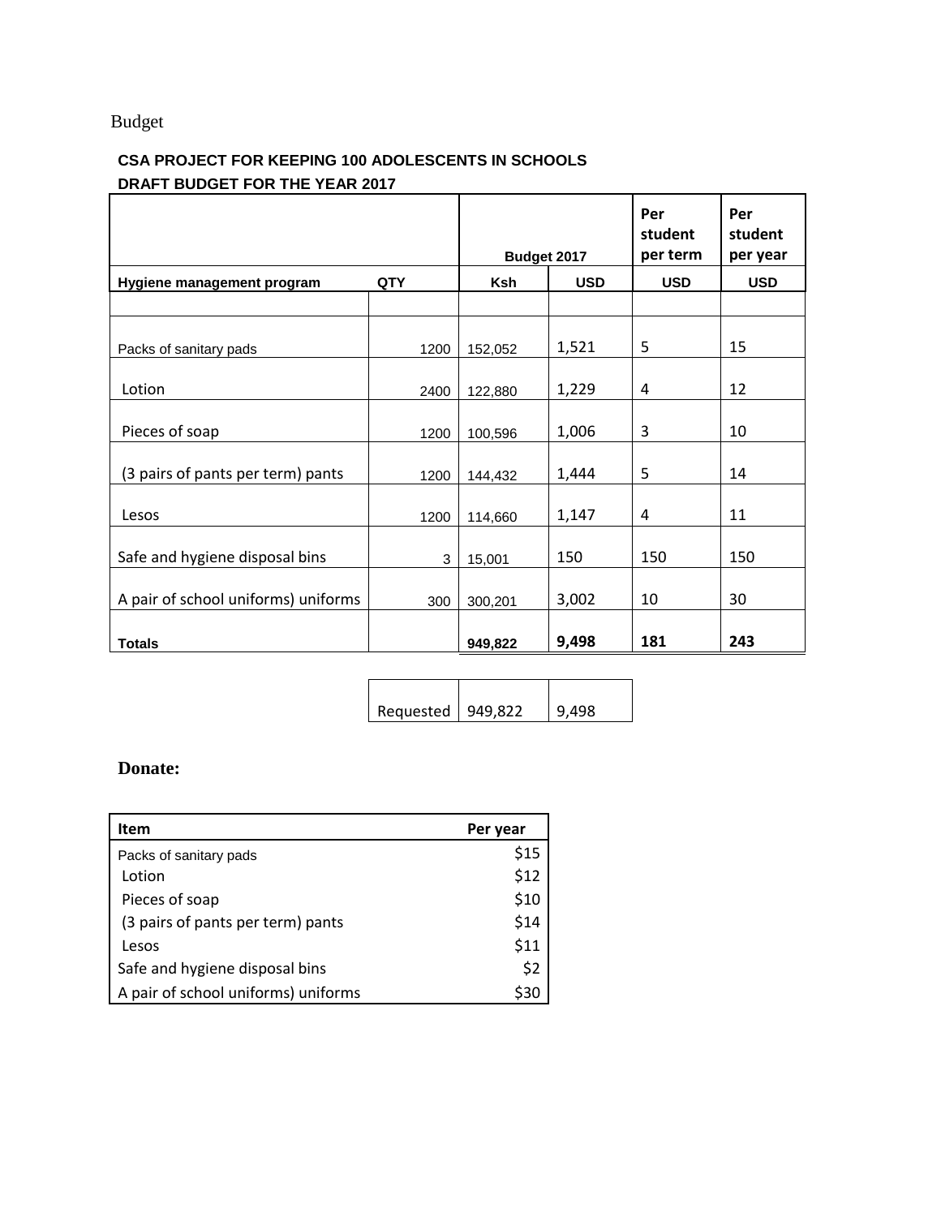Budget

**CSA PROJECT FOR KEEPING 100 ADOLESCENTS IN SCHOOLS**
**DRAFT BUDGET FOR THE YEAR 2017**

| | | Budget 2017 | | Per student per term | Per student per year |
|---|---|---|---|---|---|
| **Hygiene management program** | **QTY** | **Ksh** | **USD** | **USD** | **USD** |
| | | | | | |
| Packs of sanitary pads | 1200 | 152,052 | 1,521 | 5 | 15 |
| Lotion | 2400 | 122,880 | 1,229 | 4 | 12 |
| Pieces of soap | 1200 | 100,596 | 1,006 | 3 | 10 |
| (3 pairs of pants per term) pants | 1200 | 144,432 | 1,444 | 5 | 14 |
| Lesos | 1200 | 114,660 | 1,147 | 4 | 11 |
| Safe and hygiene disposal bins | 3 | 15,001 | 150 | 150 | 150 |
| A pair of school uniforms) uniforms | 300 | 300,201 | 3,002 | 10 | 30 |
| **Totals** | | **949,822** | **9,498** | **181** | **243** |

| | | |
|---|---|---|
| Requested | 949,822 | 9,498 |

**Donate:**

| Item | Per year |
|---|---|
| Packs of sanitary pads | $15 |
| Lotion | $12 |
| Pieces of soap | $10 |
| (3 pairs of pants per term) pants | $14 |
| Lesos | $11 |
| Safe and hygiene disposal bins | $2 |
| A pair of school uniforms) uniforms | $30 |